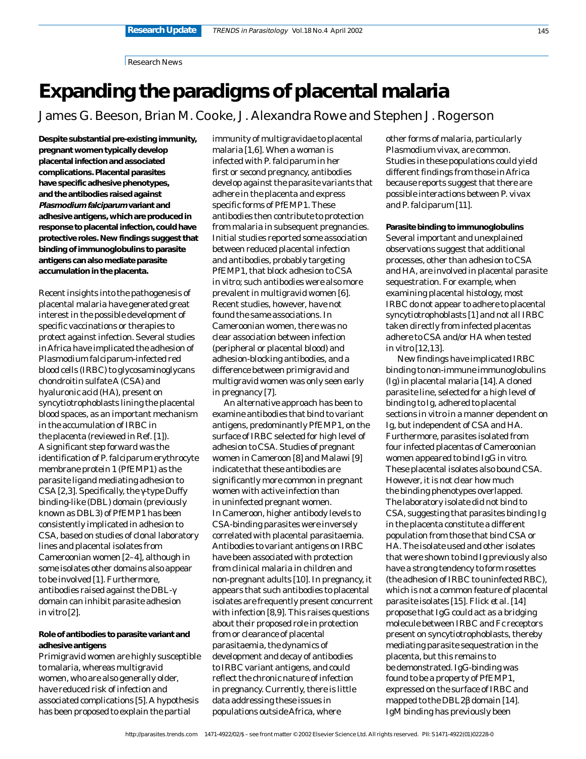Research News

# Expanding the paradigms of placental malaria

James G. Beeson, Brian M. Cooke, J. Alexandra Rowe and Stephen J. Rogerson

**Despite substantial pre-existing immunity, pregnant women typically develop placental infection and associated complications. Placental parasites have specific adhesive phenotypes, and the antibodies raised against *Plasmodium falciparum* variant and adhesive antigens, which are produced in response to placental infection, could have protective roles. New findings suggest that binding of immunoglobulins to parasite antigens can also mediate parasite accumulation in the placenta.**

Recent insights into the pathogenesis of placental malaria have generated great interest in the possible development of specific vaccinations or therapies to protect against infection. Several studies in Africa have implicated the adhesion of Plasmodium falciparum-infected red blood cells (IRBC) to glycosaminoglycans chondroitin sulfate A (CSA) and hyaluronic acid (HA), present on syncytiotrophoblasts lining the placental blood spaces, as an important mechanism in the accumulation of IRBC in the placenta (reviewed in Ref. [1]). A significant step forward was the identification of P. falciparum erythrocyte membrane protein 1 (PfEMP1) as the parasite ligand mediating adhesion to CSA [2,3]. Specifically, the γ-type Duffy binding-like (DBL) domain (previously known as DBL3) of PfEMP1 has been consistently implicated in adhesion to CSA, based on studies of clonal laboratory lines and placental isolates from Cameroonian women [2–4], although in some isolates other domains also appear to be involved [1]. Furthermore, antibodies raised against the DBL-γ domain can inhibit parasite adhesion in vitro [2].

**Role of antibodies to parasite variant and adhesive antigens**

Primigravid women are highly susceptible to malaria, whereas multigravid women, who are also generally older, have reduced risk of infection and associated complications [5]. A hypothesis has been proposed to explain the partial immunity of multigravidae to placental malaria [1,6]. When a woman is infected with P. falciparum in her first or second pregnancy, antibodies develop against the parasite variants that adhere in the placenta and express specific forms of PfEMP1. These antibodies then contribute to protection from malaria in subsequent pregnancies. Initial studies reported some association between reduced placental infection and antibodies, probably targeting PfEMP1, that block adhesion to CSA in vitro; such antibodies were also more prevalent in multigravid women [6]. Recent studies, however, have not found the same associations. In Cameroonian women, there was no clear association between infection (peripheral or placental blood) and adhesion-blocking antibodies, and a difference between primigravid and multigravid women was only seen early in pregnancy [7].

An alternative approach has been to examine antibodies that bind to variant antigens, predominantly PfEMP1, on the surface of IRBC selected for high level of adhesion to CSA. Studies of pregnant women in Cameroon [8] and Malawi [9] indicate that these antibodies are significantly more common in pregnant women with active infection than in uninfected pregnant women. In Cameroon, higher antibody levels to CSA-binding parasites were inversely correlated with placental parasitaemia. Antibodies to variant antigens on IRBC have been associated with protection from clinical malaria in children and non-pregnant adults [10]. In pregnancy, it appears that such antibodies to placental isolates are frequently present concurrent with infection [8,9]. This raises questions about their proposed role in protection from or clearance of placental parasitaemia, the dynamics of development and decay of antibodies to IRBC variant antigens, and could reflect the chronic nature of infection in pregnancy. Currently, there is little data addressing these issues in populations outside Africa, where other forms of malaria, particularly Plasmodium vivax, are common. Studies in these populations could yield different findings from those in Africa because reports suggest that there are possible interactions between P. vivax and P. falciparum [11].

**Parasite binding to immunoglobulins**

Several important and unexplained observations suggest that additional processes, other than adhesion to CSA and HA, are involved in placental parasite sequestration. For example, when examining placental histology, most IRBC do not appear to adhere to placental syncytiotrophoblasts [1] and not all IRBC taken directly from infected placentas adhere to CSA and/or HA when tested in vitro [12,13].

New findings have implicated IRBC binding to non-immune immunoglobulins (Ig) in placental malaria [14]. A cloned parasite line, selected for a high level of binding to Ig, adhered to placental sections in vitro in a manner dependent on Ig, but independent of CSA and HA. Furthermore, parasites isolated from four infected placentas of Cameroonian women appeared to bind IgG in vitro. These placental isolates also bound CSA. However, it is not clear how much the binding phenotypes overlapped. The laboratory isolate did not bind to CSA, suggesting that parasites binding Ig in the placenta constitute a different population from those that bind CSA or HA. The isolate used and other isolates that were shown to bind Ig previously also have a strong tendency to form rosettes (the adhesion of IRBC to uninfected RBC), which is not a common feature of placental parasite isolates [15]. Flick *et al.* [14] propose that IgG could act as a bridging molecule between IRBC and Fc receptors present on syncytiotrophoblasts, thereby mediating parasite sequestration in the placenta, but this remains to be demonstrated. IgG-binding was found to be a property of PfEMP1, expressed on the surface of IRBC and mapped to the DBL2β domain [14]. IgM binding has previously been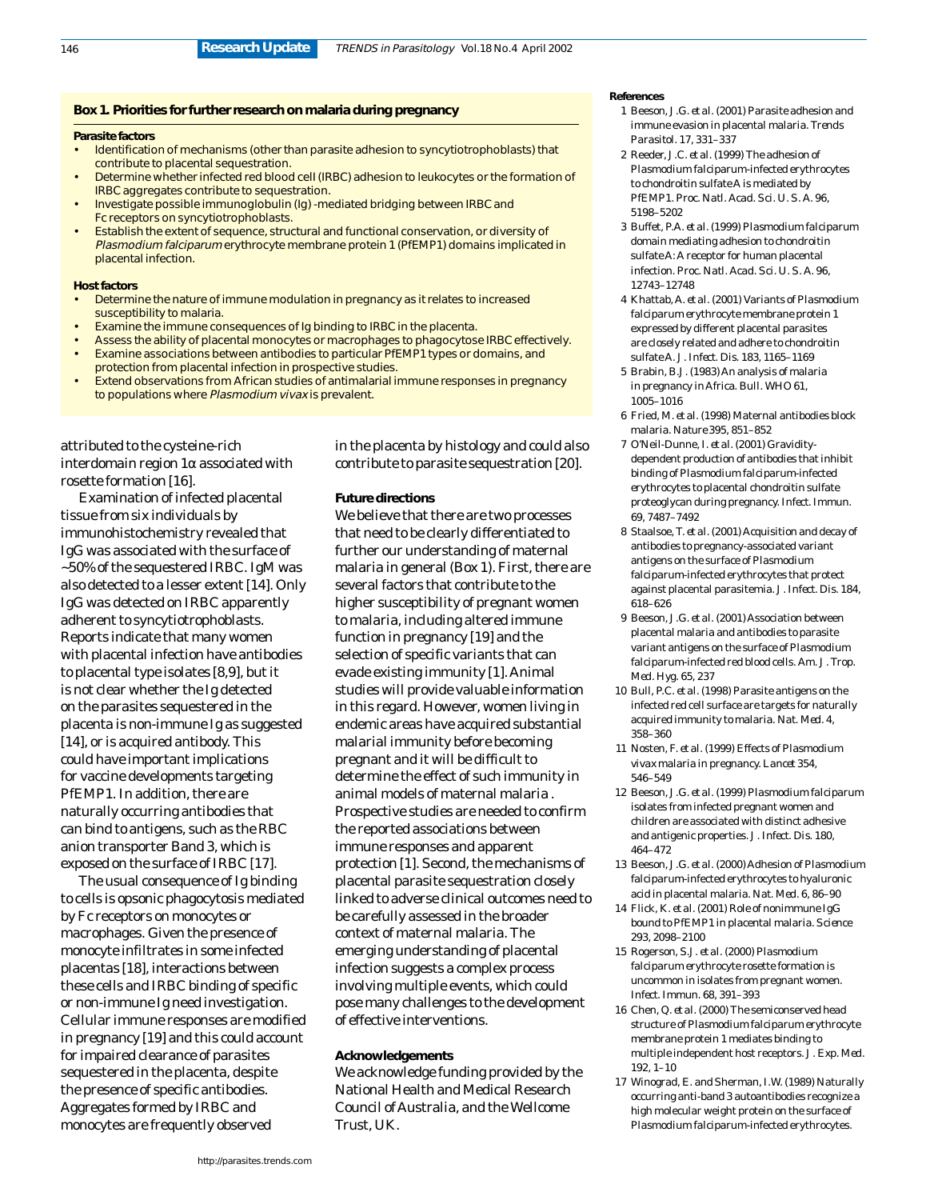**Box 1. Priorities for further research on malaria during pregnancy**

**Parasite factors**

- Identification of mechanisms (other than parasite adhesion to syncytiotrophoblasts) that contribute to placental sequestration.
- Determine whether infected red blood cell (IRBC) adhesion to leukocytes or the formation of IRBC aggregates contribute to sequestration.
- Investigate possible immunoglobulin (Ig) -mediated bridging between IRBC and Fc receptors on syncytiotrophoblasts.
- Establish the extent of sequence, structural and functional conservation, or diversity of *Plasmodium falciparum* erythrocyte membrane protein 1 (PfEMP1) domains implicated in placental infection.

**Host factors**

- Determine the nature of immune modulation in pregnancy as it relates to increased susceptibility to malaria.
- Examine the immune consequences of Ig binding to IRBC in the placenta.
- Assess the ability of placental monocytes or macrophages to phagocytose IRBC effectively.
- Examine associations between antibodies to particular PfEMP1 types or domains, and protection from placental infection in prospective studies.
- Extend observations from African studies of antimalarial immune responses in pregnancy to populations where *Plasmodium vivax* is prevalent.

attributed to the cysteine-rich interdomain region 1α associated with rosette formation [16].

Examination of infected placental tissue from six individuals by immunohistochemistry revealed that IgG was associated with the surface of ~50% of the sequestered IRBC. IgM was also detected to a lesser extent [14]. Only IgG was detected on IRBC apparently adherent to syncytiotrophoblasts. Reports indicate that many women with placental infection have antibodies to placental type isolates [8,9], but it is not clear whether the Ig detected on the parasites sequestered in the placenta is non-immune Ig as suggested [14], or is acquired antibody. This could have important implications for vaccine developments targeting PfEMP1. In addition, there are naturally occurring antibodies that can bind to antigens, such as the RBC anion transporter Band 3, which is exposed on the surface of IRBC [17].

The usual consequence of Ig binding to cells is opsonic phagocytosis mediated by Fc receptors on monocytes or macrophages. Given the presence of monocyte infiltrates in some infected placentas [18], interactions between these cells and IRBC binding of specific or non-immune Ig need investigation. Cellular immune responses are modified in pregnancy [19] and this could account for impaired clearance of parasites sequestered in the placenta, despite the presence of specific antibodies. Aggregates formed by IRBC and monocytes are frequently observed in the placenta by histology and could also contribute to parasite sequestration [20].

## Future directions

We believe that there are two processes that need to be clearly differentiated to further our understanding of maternal malaria in general (Box 1). First, there are several factors that contribute to the higher susceptibility of pregnant women to malaria, including altered immune function in pregnancy [19] and the selection of specific variants that can evade existing immunity [1]. Animal studies will provide valuable information in this regard. However, women living in endemic areas have acquired substantial malarial immunity before becoming pregnant and it will be difficult to determine the effect of such immunity in animal models of maternal malaria . Prospective studies are needed to confirm the reported associations between immune responses and apparent protection [1]. Second, the mechanisms of placental parasite sequestration closely linked to adverse clinical outcomes need to be carefully assessed in the broader context of maternal malaria. The emerging understanding of placental infection suggests a complex process involving multiple events, which could pose many challenges to the development of effective interventions.

## Acknowledgements

We acknowledge funding provided by the National Health and Medical Research Council of Australia, and the Wellcome Trust, UK.

## References

1. Beeson, J.G. *et al.* (2001) Parasite adhesion and immune evasion in placental malaria. *Trends Parasitol.* 17, 331–337
2. Reeder, J.C. *et al.* (1999) The adhesion of Plasmodium falciparum-infected erythrocytes to chondroitin sulfate A is mediated by PfEMP1. *Proc. Natl. Acad. Sci. U. S. A.* 96, 5198–5202
3. Buffet, P.A. *et al.* (1999) Plasmodium falciparum domain mediating adhesion to chondroitin sulfate A: A receptor for human placental infection. *Proc. Natl. Acad. Sci. U. S. A.* 96, 12743–12748
4. Khattab, A. *et al.* (2001) Variants of Plasmodium falciparum erythrocyte membrane protein 1 expressed by different placental parasites are closely related and adhere to chondroitin sulfate A. *J. Infect. Dis.* 183, 1165–1169
5. Brabin, B.J. (1983) An analysis of malaria in pregnancy in Africa. *Bull. WHO* 61, 1005–1016
6. Fried, M. *et al.* (1998) Maternal antibodies block malaria. *Nature* 395, 851–852
7. O'Neil-Dunne, I. *et al.* (2001) Gravidity-dependent production of antibodies that inhibit binding of Plasmodium falciparum-infected erythrocytes to placental chondroitin sulfate proteoglycan during pregnancy. *Infect. Immun.* 69, 7487–7492
8. Staalsoe, T. *et al.* (2001) Acquisition and decay of antibodies to pregnancy-associated variant antigens on the surface of Plasmodium falciparum-infected erythrocytes that protect against placental parasitemia. *J. Infect. Dis.* 184, 618–626
9. Beeson, J.G. *et al.* (2001) Association between placental malaria and antibodies to parasite variant antigens on the surface of Plasmodium falciparum-infected red blood cells. *Am. J. Trop. Med. Hyg.* 65, 237
10. Bull, P.C. *et al.* (1998) Parasite antigens on the infected red cell surface are targets for naturally acquired immunity to malaria. *Nat. Med.* 4, 358–360
11. Nosten, F. *et al.* (1999) Effects of Plasmodium vivax malaria in pregnancy. *Lancet* 354, 546–549
12. Beeson, J.G. *et al.* (1999) Plasmodium falciparum isolates from infected pregnant women and children are associated with distinct adhesive and antigenic properties. *J. Infect. Dis.* 180, 464–472
13. Beeson, J.G. *et al.* (2000) Adhesion of Plasmodium falciparum-infected erythrocytes to hyaluronic acid in placental malaria. *Nat. Med.* 6, 86–90
14. Flick, K. *et al.* (2001) Role of nonimmune IgG bound to PfEMP1 in placental malaria. *Science* 293, 2098–2100
15. Rogerson, S.J. *et al.* (2000) Plasmodium falciparum erythrocyte rosette formation is uncommon in isolates from pregnant women. *Infect. Immun.* 68, 391–393
16. Chen, Q. *et al.* (2000) The semiconserved head structure of Plasmodium falciparum erythrocyte membrane protein 1 mediates binding to multiple independent host receptors. *J. Exp. Med.* 192, 1–10
17. Winograd, E. and Sherman, I.W. (1989) Naturally occurring anti-band 3 autoantibodies recognize a high molecular weight protein on the surface of Plasmodium falciparum-infected erythrocytes.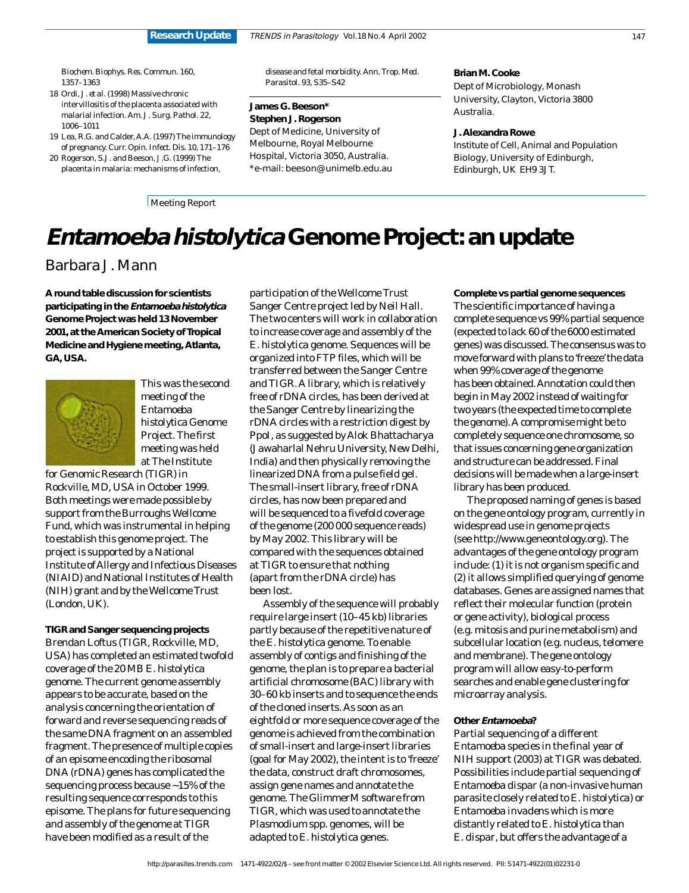Biochem. Biophys. Res. Commun. 160, 1357–1363

18 Ordi, J. *et al.* (1998) Massive chronic intervillositis of the placenta associated with malarial infection. *Am. J. Surg. Pathol.* 22, 1006–1011

19 Lea, R.G. and Calder, A.A. (1997) The immunology of pregnancy. *Curr. Opin. Infect. Dis.* 10, 171–176

20 Rogerson, S.J. and Beeson, J.G. (1999) The placenta in malaria: mechanisms of infection, disease and fetal morbidity. *Ann. Trop. Med. Parasitol.* 93, S35–S42

**James G. Beeson***
**Stephen J. Rogerson**
Dept of Medicine, University of Melbourne, Royal Melbourne Hospital, Victoria 3050, Australia.
*e-mail: beeson@unimelb.edu.au

**Brian M. Cooke**
Dept of Microbiology, Monash University, Clayton, Victoria 3800 Australia.

**J. Alexandra Rowe**
Institute of Cell, Animal and Population Biology, University of Edinburgh, Edinburgh, UK EH9 3JT.

Meeting Report

# *Entamoeba histolytica* Genome Project: an update

Barbara J. Mann

**A round table discussion for scientists participating in the *Entamoeba histolytica* Genome Project was held 13 November 2001, at the American Society of Tropical Medicine and Hygiene meeting, Atlanta, GA, USA.**

This was the second meeting of the Entamoeba histolytica Genome Project. The first meeting was held at The Institute for Genomic Research (TIGR) in Rockville, MD, USA in October 1999. Both meetings were made possible by support from the Burroughs Wellcome Fund, which was instrumental in helping to establish this genome project. The project is supported by a National Institute of Allergy and Infectious Diseases (NIAID) and National Institutes of Health (NIH) grant and by the Wellcome Trust (London, UK).

**TIGR and Sanger sequencing projects**

Brendan Loftus (TIGR, Rockville, MD, USA) has completed an estimated twofold coverage of the 20 MB E. histolytica genome. The current genome assembly appears to be accurate, based on the analysis concerning the orientation of forward and reverse sequencing reads of the same DNA fragment on an assembled fragment. The presence of multiple copies of an episome encoding the ribosomal DNA (rDNA) genes has complicated the sequencing process because ~15% of the resulting sequence corresponds to this episome. The plans for future sequencing and assembly of the genome at TIGR have been modified as a result of the participation of the Wellcome Trust Sanger Centre project led by Neil Hall. The two centers will work in collaboration to increase coverage and assembly of the E. histolytica genome. Sequences will be organized into FTP files, which will be transferred between the Sanger Centre and TIGR. A library, which is relatively free of rDNA circles, has been derived at the Sanger Centre by linearizing the rDNA circles with a restriction digest by PpoI, as suggested by Alok Bhattacharya (Jawaharlal Nehru University, New Delhi, India) and then physically removing the linearized DNA from a pulse field gel. The small-insert library, free of rDNA circles, has now been prepared and will be sequenced to a fivefold coverage of the genome (200 000 sequence reads) by May 2002. This library will be compared with the sequences obtained at TIGR to ensure that nothing (apart from the rDNA circle) has been lost.

Assembly of the sequence will probably require large insert (10–45 kb) libraries partly because of the repetitive nature of the E. histolytica genome. To enable assembly of contigs and finishing of the genome, the plan is to prepare a bacterial artificial chromosome (BAC) library with 30–60 kb inserts and to sequence the ends of the cloned inserts. As soon as an eightfold or more sequence coverage of the genome is achieved from the combination of small-insert and large-insert libraries (goal for May 2002), the intent is to 'freeze' the data, construct draft chromosomes, assign gene names and annotate the genome. The GlimmerM software from TIGR, which was used to annotate the Plasmodium spp. genomes, will be adapted to E. histolytica genes.

**Complete vs partial genome sequences**

The scientific importance of having a complete sequence vs 99% partial sequence (expected to lack 60 of the 6000 estimated genes) was discussed. The consensus was to move forward with plans to 'freeze' the data when 99% coverage of the genome has been obtained. Annotation could then begin in May 2002 instead of waiting for two years (the expected time to complete the genome). A compromise might be to completely sequence one chromosome, so that issues concerning gene organization and structure can be addressed. Final decisions will be made when a large-insert library has been produced.

The proposed naming of genes is based on the gene ontology program, currently in widespread use in genome projects (see http://www.geneontology.org). The advantages of the gene ontology program include: (1) it is not organism specific and (2) it allows simplified querying of genome databases. Genes are assigned names that reflect their molecular function (protein or gene activity), biological process (e.g. mitosis and purine metabolism) and subcellular location (e.g. nucleus, telomere and membrane). The gene ontology program will allow easy-to-perform searches and enable gene clustering for microarray analysis.

**Other *Entamoeba*?**

Partial sequencing of a different Entamoeba species in the final year of NIH support (2003) at TIGR was debated. Possibilities include partial sequencing of Entamoeba dispar (a non-invasive human parasite closely related to E. histolytica) or Entamoeba invadens which is more distantly related to E. histolytica than E. dispar, but offers the advantage of a